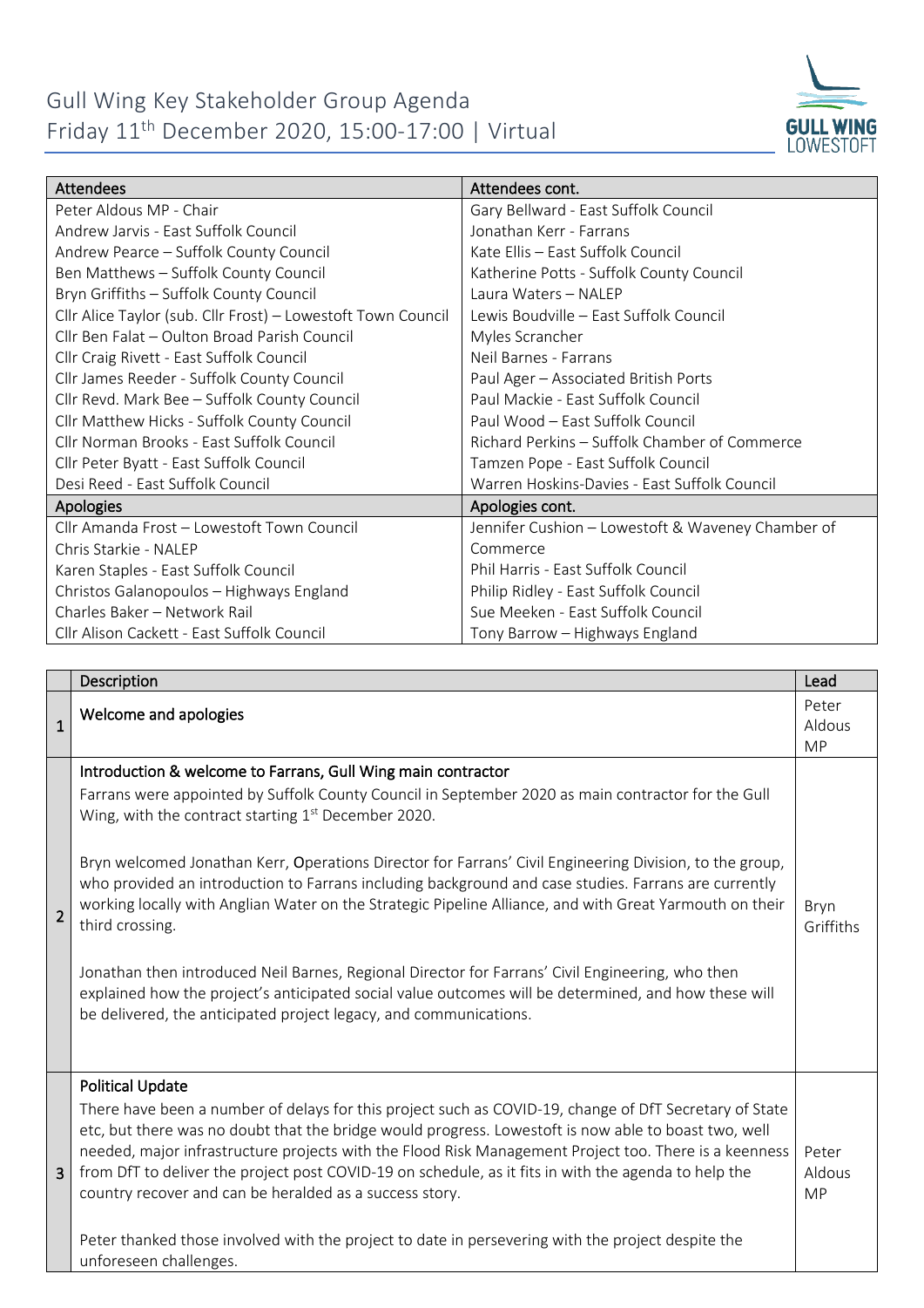# Gull Wing Key Stakeholder Group Agenda
Friday 11th December 2020, 15:00-17:00 | Virtual

| Attendees | Attendees cont. |
|---|---|
| Peter Aldous MP - Chair | Gary Bellward - East Suffolk Council |
| Andrew Jarvis - East Suffolk Council | Jonathan Kerr - Farrans |
| Andrew Pearce – Suffolk County Council | Kate Ellis – East Suffolk Council |
| Ben Matthews – Suffolk County Council | Katherine Potts - Suffolk County Council |
| Bryn Griffiths – Suffolk County Council | Laura Waters – NALEP |
| Cllr Alice Taylor (sub. Cllr Frost) – Lowestoft Town Council | Lewis Boudville – East Suffolk Council |
| Cllr Ben Falat – Oulton Broad Parish Council | Myles Scrancher |
| Cllr Craig Rivett - East Suffolk Council | Neil Barnes - Farrans |
| Cllr James Reeder - Suffolk County Council | Paul Ager – Associated British Ports |
| Cllr Revd. Mark Bee – Suffolk County Council | Paul Mackie - East Suffolk Council |
| Cllr Matthew Hicks - Suffolk County Council | Paul Wood – East Suffolk Council |
| Cllr Norman Brooks - East Suffolk Council | Richard Perkins – Suffolk Chamber of Commerce |
| Cllr Peter Byatt - East Suffolk Council | Tamzen Pope - East Suffolk Council |
| Desi Reed - East Suffolk Council | Warren Hoskins-Davies - East Suffolk Council |
| **Apologies** | **Apologies cont.** |
| Cllr Amanda Frost – Lowestoft Town Council | Jennifer Cushion – Lowestoft & Waveney Chamber of Commerce |
| Chris Starkie - NALEP | Phil Harris - East Suffolk Council |
| Karen Staples - East Suffolk Council | Philip Ridley - East Suffolk Council |
| Christos Galanopoulos – Highways England | Sue Meeken - East Suffolk Council |
| Charles Baker – Network Rail | Tony Barrow – Highways England |
| Cllr Alison Cackett - East Suffolk Council | |

| | Description | Lead |
|---|---|---|
| 1 | Welcome and apologies | Peter Aldous MP |
| 2 | **Introduction & welcome to Farrans, Gull Wing main contractor**<br>Farrans were appointed by Suffolk County Council in September 2020 as main contractor for the Gull Wing, with the contract starting 1st December 2020.<br><br>Bryn welcomed Jonathan Kerr, Operations Director for Farrans' Civil Engineering Division, to the group, who provided an introduction to Farrans including background and case studies. Farrans are currently working locally with Anglian Water on the Strategic Pipeline Alliance, and with Great Yarmouth on their third crossing.<br><br>Jonathan then introduced Neil Barnes, Regional Director for Farrans' Civil Engineering, who then explained how the project's anticipated social value outcomes will be determined, and how these will be delivered, the anticipated project legacy, and communications. | Bryn Griffiths |
| 3 | **Political Update**<br>There have been a number of delays for this project such as COVID-19, change of DfT Secretary of State etc, but there was no doubt that the bridge would progress. Lowestoft is now able to boast two, well needed, major infrastructure projects with the Flood Risk Management Project too. There is a keenness from DfT to deliver the project post COVID-19 on schedule, as it fits in with the agenda to help the country recover and can be heralded as a success story.<br><br>Peter thanked those involved with the project to date in persevering with the project despite the unforeseen challenges. | Peter Aldous MP |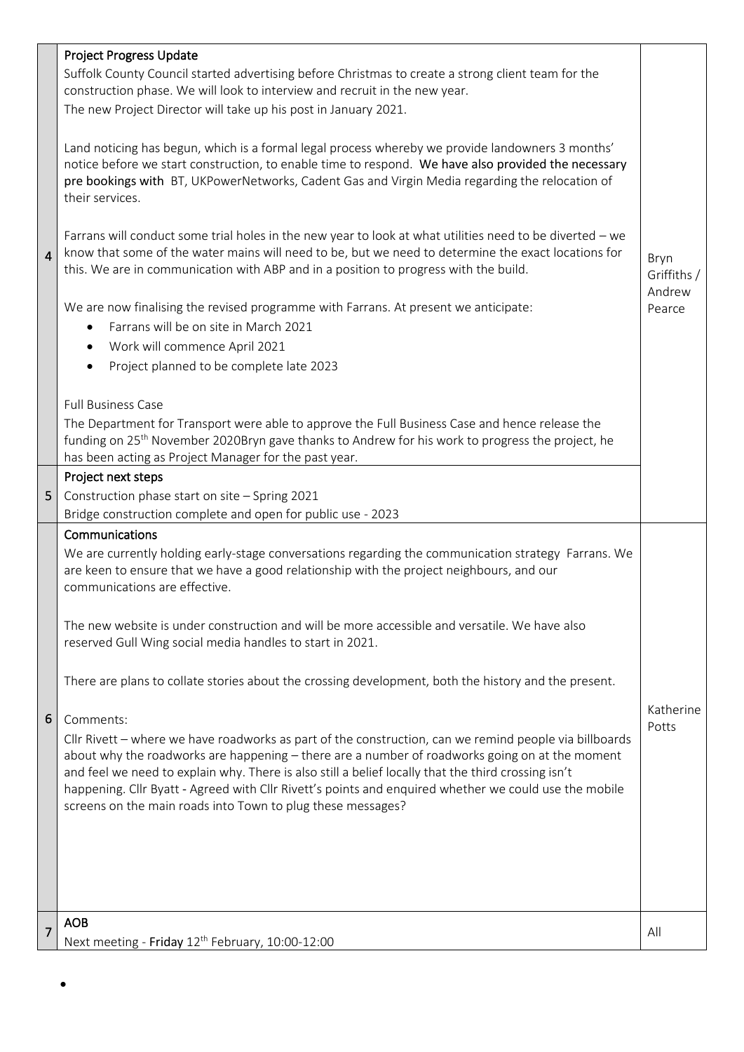| | | |
|---|---|---|
| 4 | **Project Progress Update**<br>Suffolk County Council started advertising before Christmas to create a strong client team for the construction phase. We will look to interview and recruit in the new year.<br>The new Project Director will take up his post in January 2021.<br><br>Land noticing has begun, which is a formal legal process whereby we provide landowners 3 months' notice before we start construction, to enable time to respond. We have also provided the necessary pre bookings with BT, UKPowerNetworks, Cadent Gas and Virgin Media regarding the relocation of their services.<br><br>Farrans will conduct some trial holes in the new year to look at what utilities need to be diverted – we know that some of the water mains will need to be, but we need to determine the exact locations for this. We are in communication with ABP and in a position to progress with the build.<br><br>We are now finalising the revised programme with Farrans. At present we anticipate:<br>• Farrans will be on site in March 2021<br>• Work will commence April 2021<br>• Project planned to be complete late 2023<br><br>Full Business Case<br>The Department for Transport were able to approve the Full Business Case and hence release the funding on 25th November 2020Bryn gave thanks to Andrew for his work to progress the project, he has been acting as Project Manager for the past year. | Bryn Griffiths / Andrew Pearce |
| 5 | **Project next steps**<br>Construction phase start on site – Spring 2021<br>Bridge construction complete and open for public use - 2023 | |
| 6 | **Communications**<br>We are currently holding early-stage conversations regarding the communication strategy Farrans. We are keen to ensure that we have a good relationship with the project neighbours, and our communications are effective.<br><br>The new website is under construction and will be more accessible and versatile. We have also reserved Gull Wing social media handles to start in 2021.<br><br>There are plans to collate stories about the crossing development, both the history and the present.<br><br>Comments:<br>Cllr Rivett – where we have roadworks as part of the construction, can we remind people via billboards about why the roadworks are happening – there are a number of roadworks going on at the moment and feel we need to explain why. There is also still a belief locally that the third crossing isn't happening. Cllr Byatt - Agreed with Cllr Rivett's points and enquired whether we could use the mobile screens on the main roads into Town to plug these messages? | Katherine Potts |
| 7 | **AOB**<br>Next meeting - Friday 12th February, 10:00-12:00 | All |

•